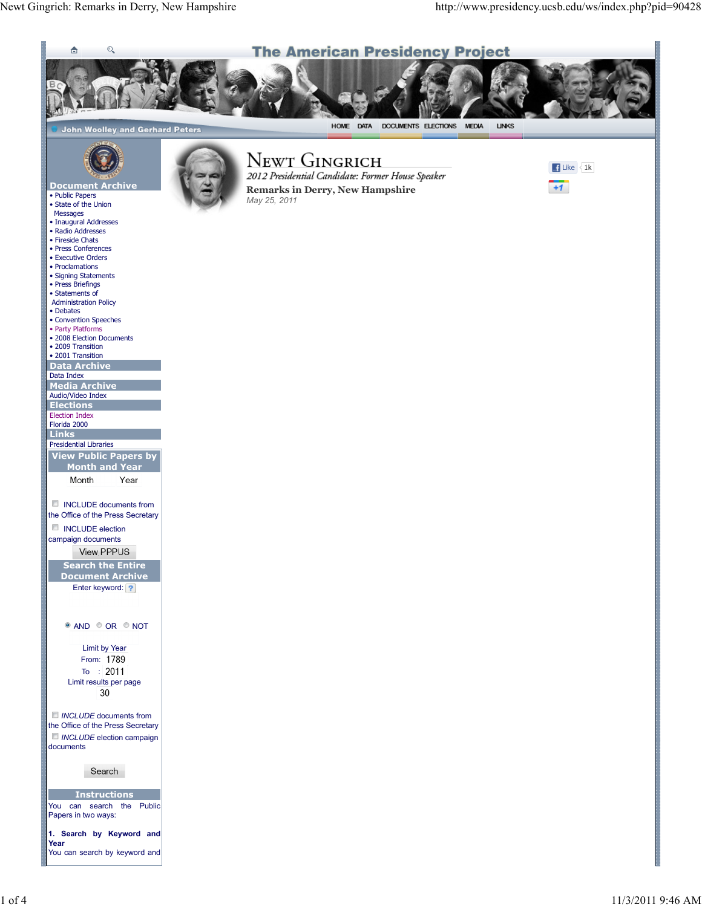# The American Presidency Project

John Woolley and Gerhard Peters

HOME DATA DOCUMENTS ELECTIONS MEDIA LINKS

**Document Archive**
- Public Papers
- State of the Union Messages
- Inaugural Addresses
- Radio Addresses
- Fireside Chats
- Press Conferences
- Executive Orders
- Proclamations
- Signing Statements
- Press Briefings
- Statements of Administration Policy
- Debates
- Convention Speeches
- Party Platforms
- 2008 Election Documents
- 2009 Transition
- 2001 Transition

**Data Archive**
Data Index

**Media Archive**
Audio/Video Index

**Elections**
Election Index
Florida 2000

**Links**
Presidential Libraries

**View Public Papers by Month and Year**

Month Year

INCLUDE documents from the Office of the Press Secretary

INCLUDE election campaign documents

View PPPUS

**Search the Entire Document Archive**

Enter keyword: ?

AND OR NOT

Limit by Year
From: 1789
To : 2011
Limit results per page
30

*INCLUDE* documents from the Office of the Press Secretary

*INCLUDE* election campaign documents

Search

**Instructions**

You can search the Public Papers in two ways:

**1. Search by Keyword and Year**
You can search by keyword and

# Newt Gingrich

*2012 Presidential Candidate: Former House Speaker*

**Remarks in Derry, New Hampshire**

*May 25, 2011*

Like 1k

+1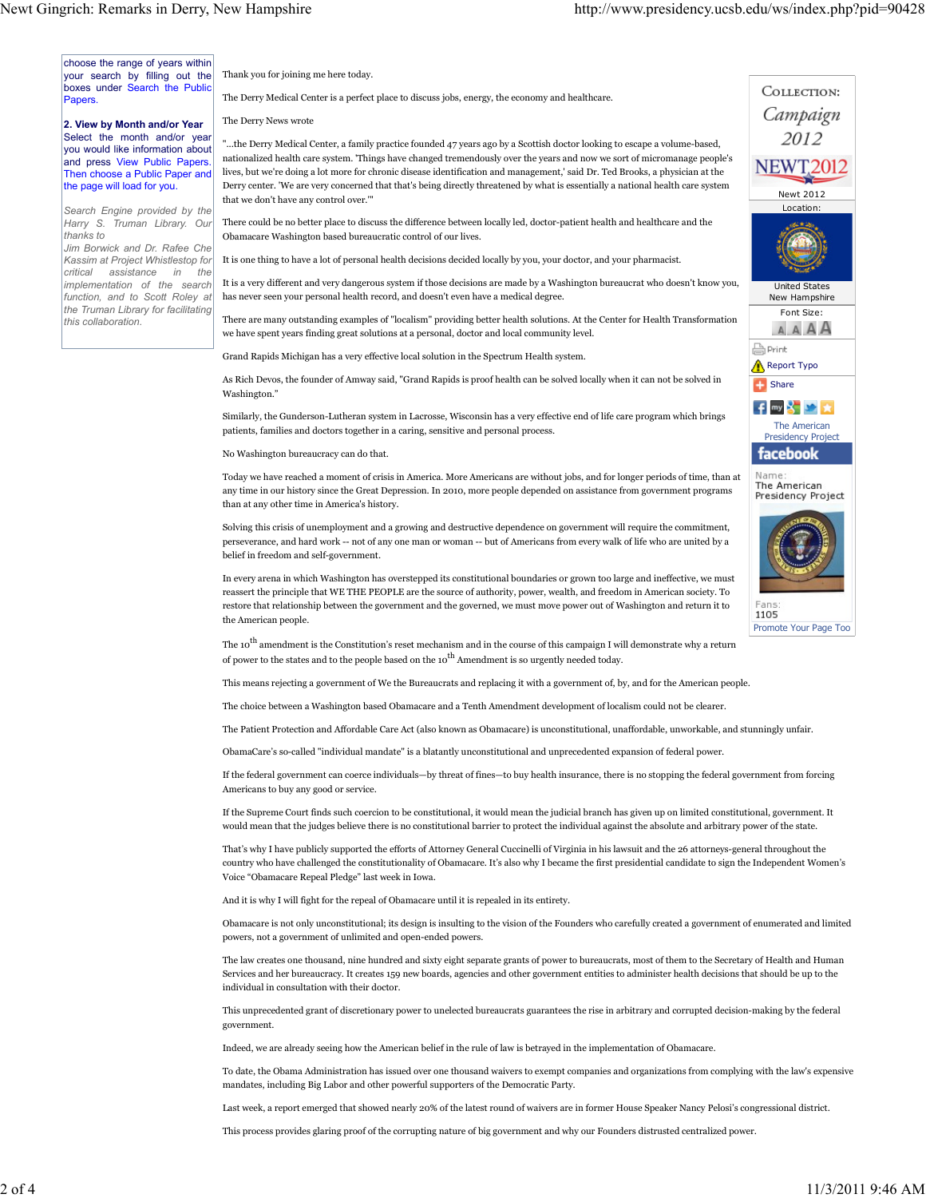Thank you for joining me here today.

The Derry Medical Center is a perfect place to discuss jobs, energy, the economy and healthcare.

The Derry News wrote

"...the Derry Medical Center, a family practice founded 47 years ago by a Scottish doctor looking to escape a volume-based, nationalized health care system. 'Things have changed tremendously over the years and now we sort of micromanage people's lives, but we're doing a lot more for chronic disease identification and management,' said Dr. Ted Brooks, a physician at the Derry center. 'We are very concerned that that's being directly threatened by what is essentially a national health care system that we don't have any control over.'"

There could be no better place to discuss the difference between locally led, doctor-patient health and healthcare and the Obamacare Washington based bureaucratic control of our lives.

It is one thing to have a lot of personal health decisions decided locally by you, your doctor, and your pharmacist.

It is a very different and very dangerous system if those decisions are made by a Washington bureaucrat who doesn't know you, has never seen your personal health record, and doesn't even have a medical degree.

There are many outstanding examples of "localism" providing better health solutions. At the Center for Health Transformation we have spent years finding great solutions at a personal, doctor and local community level.

Grand Rapids Michigan has a very effective local solution in the Spectrum Health system.

As Rich Devos, the founder of Amway said, "Grand Rapids is proof health can be solved locally when it can not be solved in Washington."

Similarly, the Gunderson-Lutheran system in Lacrosse, Wisconsin has a very effective end of life care program which brings patients, families and doctors together in a caring, sensitive and personal process.

No Washington bureaucracy can do that.

Today we have reached a moment of crisis in America. More Americans are without jobs, and for longer periods of time, than at any time in our history since the Great Depression. In 2010, more people depended on assistance from government programs than at any other time in America's history.

Solving this crisis of unemployment and a growing and destructive dependence on government will require the commitment, perseverance, and hard work -- not of any one man or woman -- but of Americans from every walk of life who are united by a belief in freedom and self-government.

In every arena in which Washington has overstepped its constitutional boundaries or grown too large and ineffective, we must reassert the principle that WE THE PEOPLE are the source of authority, power, wealth, and freedom in American society. To restore that relationship between the government and the governed, we must move power out of Washington and return it to the American people.

The 10th amendment is the Constitution's reset mechanism and in the course of this campaign I will demonstrate why a return of power to the states and to the people based on the 10th Amendment is so urgently needed today.

This means rejecting a government of We the Bureaucrats and replacing it with a government of, by, and for the American people.

The choice between a Washington based Obamacare and a Tenth Amendment development of localism could not be clearer.

The Patient Protection and Affordable Care Act (also known as Obamacare) is unconstitutional, unaffordable, unworkable, and stunningly unfair.

ObamaCare's so-called "individual mandate" is a blatantly unconstitutional and unprecedented expansion of federal power.

If the federal government can coerce individuals—by threat of fines—to buy health insurance, there is no stopping the federal government from forcing Americans to buy any good or service.

If the Supreme Court finds such coercion to be constitutional, it would mean the judicial branch has given up on limited constitutional, government. It would mean that the judges believe there is no constitutional barrier to protect the individual against the absolute and arbitrary power of the state.

That's why I have publicly supported the efforts of Attorney General Cuccinelli of Virginia in his lawsuit and the 26 attorneys-general throughout the country who have challenged the constitutionality of Obamacare. It's also why I became the first presidential candidate to sign the Independent Women's Voice "Obamacare Repeal Pledge" last week in Iowa.

And it is why I will fight for the repeal of Obamacare until it is repealed in its entirety.

Obamacare is not only unconstitutional; its design is insulting to the vision of the Founders who carefully created a government of enumerated and limited powers, not a government of unlimited and open-ended powers.

The law creates one thousand, nine hundred and sixty eight separate grants of power to bureaucrats, most of them to the Secretary of Health and Human Services and her bureaucracy. It creates 159 new boards, agencies and other government entities to administer health decisions that should be up to the individual in consultation with their doctor.

This unprecedented grant of discretionary power to unelected bureaucrats guarantees the rise in arbitrary and corrupted decision-making by the federal government.

Indeed, we are already seeing how the American belief in the rule of law is betrayed in the implementation of Obamacare.

To date, the Obama Administration has issued over one thousand waivers to exempt companies and organizations from complying with the law's expensive mandates, including Big Labor and other powerful supporters of the Democratic Party.

Last week, a report emerged that showed nearly 20% of the latest round of waivers are in former House Speaker Nancy Pelosi's congressional district.

This process provides glaring proof of the corrupting nature of big government and why our Founders distrusted centralized power.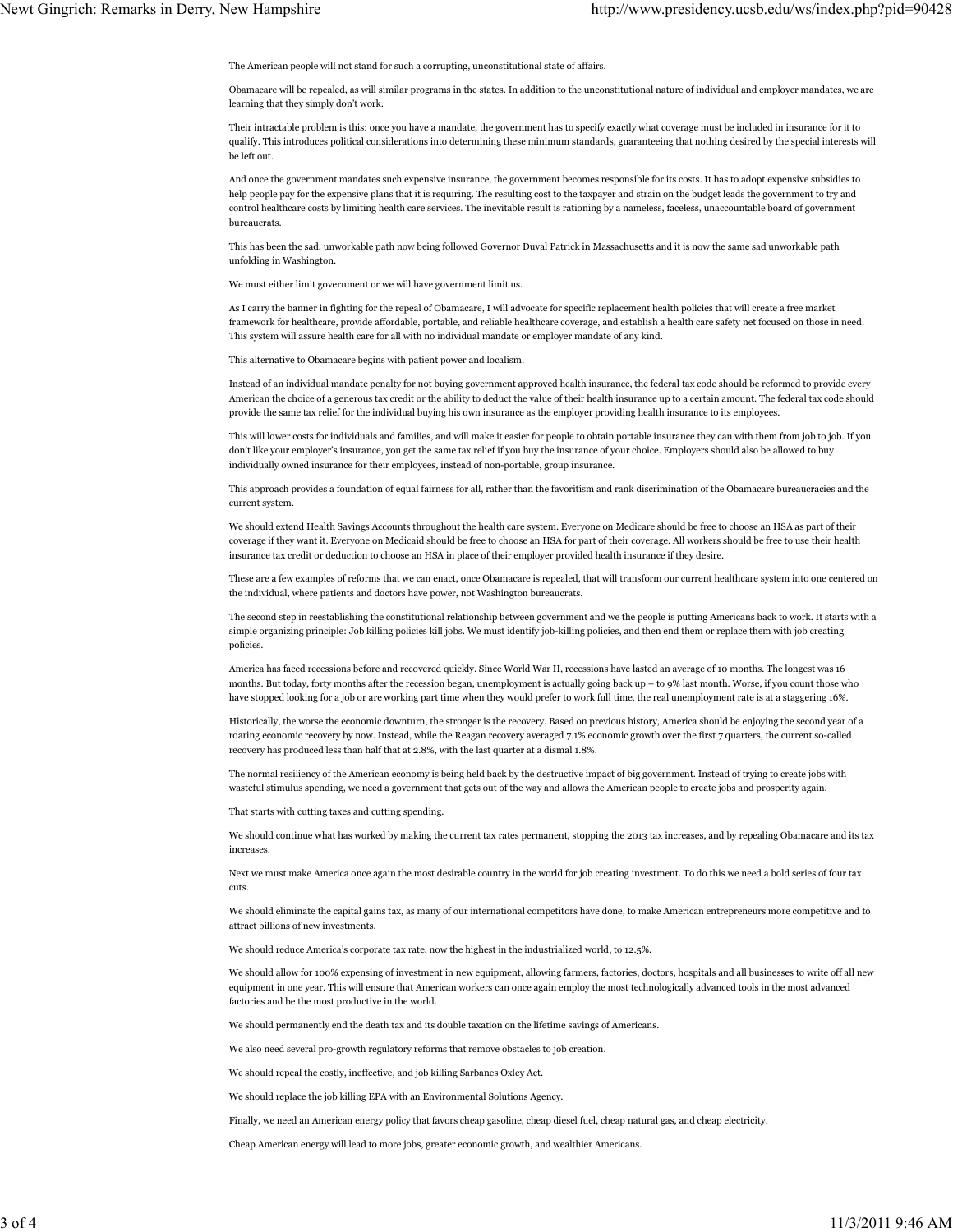The American people will not stand for such a corrupting, unconstitutional state of affairs.

Obamacare will be repealed, as will similar programs in the states. In addition to the unconstitutional nature of individual and employer mandates, we are learning that they simply don't work.

Their intractable problem is this: once you have a mandate, the government has to specify exactly what coverage must be included in insurance for it to qualify. This introduces political considerations into determining these minimum standards, guaranteeing that nothing desired by the special interests will be left out.

And once the government mandates such expensive insurance, the government becomes responsible for its costs. It has to adopt expensive subsidies to help people pay for the expensive plans that it is requiring. The resulting cost to the taxpayer and strain on the budget leads the government to try and control healthcare costs by limiting health care services. The inevitable result is rationing by a nameless, faceless, unaccountable board of government bureaucrats.

This has been the sad, unworkable path now being followed Governor Duval Patrick in Massachusetts and it is now the same sad unworkable path unfolding in Washington.

We must either limit government or we will have government limit us.

As I carry the banner in fighting for the repeal of Obamacare, I will advocate for specific replacement health policies that will create a free market framework for healthcare, provide affordable, portable, and reliable healthcare coverage, and establish a health care safety net focused on those in need. This system will assure health care for all with no individual mandate or employer mandate of any kind.

This alternative to Obamacare begins with patient power and localism.

Instead of an individual mandate penalty for not buying government approved health insurance, the federal tax code should be reformed to provide every American the choice of a generous tax credit or the ability to deduct the value of their health insurance up to a certain amount. The federal tax code should provide the same tax relief for the individual buying his own insurance as the employer providing health insurance to its employees.

This will lower costs for individuals and families, and will make it easier for people to obtain portable insurance they can with them from job to job. If you don't like your employer's insurance, you get the same tax relief if you buy the insurance of your choice. Employers should also be allowed to buy individually owned insurance for their employees, instead of non-portable, group insurance.

This approach provides a foundation of equal fairness for all, rather than the favoritism and rank discrimination of the Obamacare bureaucracies and the current system.

We should extend Health Savings Accounts throughout the health care system. Everyone on Medicare should be free to choose an HSA as part of their coverage if they want it. Everyone on Medicaid should be free to choose an HSA for part of their coverage. All workers should be free to use their health insurance tax credit or deduction to choose an HSA in place of their employer provided health insurance if they desire.

These are a few examples of reforms that we can enact, once Obamacare is repealed, that will transform our current healthcare system into one centered on the individual, where patients and doctors have power, not Washington bureaucrats.

The second step in reestablishing the constitutional relationship between government and we the people is putting Americans back to work. It starts with a simple organizing principle: Job killing policies kill jobs. We must identify job-killing policies, and then end them or replace them with job creating policies.

America has faced recessions before and recovered quickly. Since World War II, recessions have lasted an average of 10 months. The longest was 16 months. But today, forty months after the recession began, unemployment is actually going back up – to 9% last month. Worse, if you count those who have stopped looking for a job or are working part time when they would prefer to work full time, the real unemployment rate is at a staggering 16%.

Historically, the worse the economic downturn, the stronger is the recovery. Based on previous history, America should be enjoying the second year of a roaring economic recovery by now. Instead, while the Reagan recovery averaged 7.1% economic growth over the first 7 quarters, the current so-called recovery has produced less than half that at 2.8%, with the last quarter at a dismal 1.8%.

The normal resiliency of the American economy is being held back by the destructive impact of big government. Instead of trying to create jobs with wasteful stimulus spending, we need a government that gets out of the way and allows the American people to create jobs and prosperity again.

That starts with cutting taxes and cutting spending.

We should continue what has worked by making the current tax rates permanent, stopping the 2013 tax increases, and by repealing Obamacare and its tax increases.

Next we must make America once again the most desirable country in the world for job creating investment. To do this we need a bold series of four tax cuts.

We should eliminate the capital gains tax, as many of our international competitors have done, to make American entrepreneurs more competitive and to attract billions of new investments.

We should reduce America's corporate tax rate, now the highest in the industrialized world, to 12.5%.

We should allow for 100% expensing of investment in new equipment, allowing farmers, factories, doctors, hospitals and all businesses to write off all new equipment in one year. This will ensure that American workers can once again employ the most technologically advanced tools in the most advanced factories and be the most productive in the world.

We should permanently end the death tax and its double taxation on the lifetime savings of Americans.

We also need several pro-growth regulatory reforms that remove obstacles to job creation.

We should repeal the costly, ineffective, and job killing Sarbanes Oxley Act.

We should replace the job killing EPA with an Environmental Solutions Agency.

Finally, we need an American energy policy that favors cheap gasoline, cheap diesel fuel, cheap natural gas, and cheap electricity.

Cheap American energy will lead to more jobs, greater economic growth, and wealthier Americans.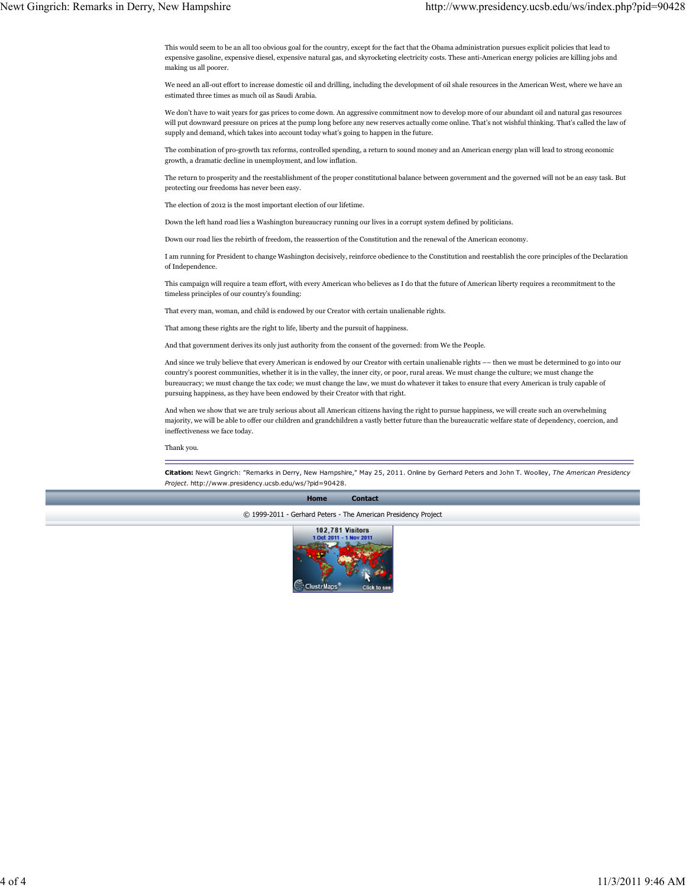This would seem to be an all too obvious goal for the country, except for the fact that the Obama administration pursues explicit policies that lead to expensive gasoline, expensive diesel, expensive natural gas, and skyrocketing electricity costs. These anti-American energy policies are killing jobs and making us all poorer.

We need an all-out effort to increase domestic oil and drilling, including the development of oil shale resources in the American West, where we have an estimated three times as much oil as Saudi Arabia.

We don't have to wait years for gas prices to come down. An aggressive commitment now to develop more of our abundant oil and natural gas resources will put downward pressure on prices at the pump long before any new reserves actually come online. That's not wishful thinking. That's called the law of supply and demand, which takes into account today what's going to happen in the future.

The combination of pro-growth tax reforms, controlled spending, a return to sound money and an American energy plan will lead to strong economic growth, a dramatic decline in unemployment, and low inflation.

The return to prosperity and the reestablishment of the proper constitutional balance between government and the governed will not be an easy task. But protecting our freedoms has never been easy.

The election of 2012 is the most important election of our lifetime.

Down the left hand road lies a Washington bureaucracy running our lives in a corrupt system defined by politicians.

Down our road lies the rebirth of freedom, the reassertion of the Constitution and the renewal of the American economy.

I am running for President to change Washington decisively, reinforce obedience to the Constitution and reestablish the core principles of the Declaration of Independence.

This campaign will require a team effort, with every American who believes as I do that the future of American liberty requires a recommitment to the timeless principles of our country's founding:

That every man, woman, and child is endowed by our Creator with certain unalienable rights.

That among these rights are the right to life, liberty and the pursuit of happiness.

And that government derives its only just authority from the consent of the governed: from We the People.

And since we truly believe that every American is endowed by our Creator with certain unalienable rights –– then we must be determined to go into our country's poorest communities, whether it is in the valley, the inner city, or poor, rural areas. We must change the culture; we must change the bureaucracy; we must change the tax code; we must change the law, we must do whatever it takes to ensure that every American is truly capable of pursuing happiness, as they have been endowed by their Creator with that right.

And when we show that we are truly serious about all American citizens having the right to pursue happiness, we will create such an overwhelming majority, we will be able to offer our children and grandchildren a vastly better future than the bureaucratic welfare state of dependency, coercion, and ineffectiveness we face today.

Thank you.

---

**Citation:** Newt Gingrich: "Remarks in Derry, New Hampshire," May 25, 2011. Online by Gerhard Peters and John T. Woolley, *The American Presidency Project*. http://www.presidency.ucsb.edu/ws/?pid=90428.

**Home** **Contact**

© 1999-2011 - Gerhard Peters - The American Presidency Project

102,781 Visitors
1 Oct 2011 - 1 Nov 2011
ClustrMaps
Click to see